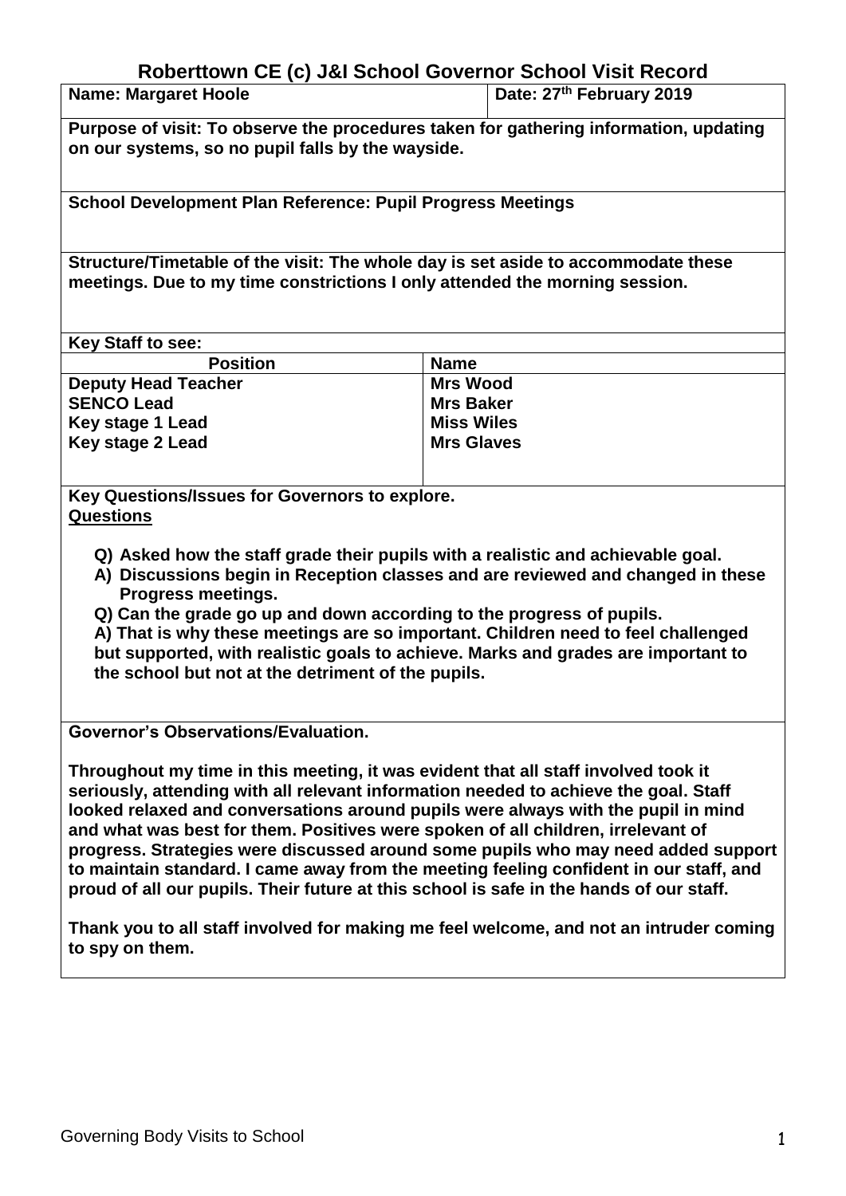# Roberttown CE (c) J&I School Governor School Visit Record

| | |
|---|---|
| **Name: Margaret Hoole** | **Date: 27th February 2019** |

**Purpose of visit: To observe the procedures taken for gathering information, updating on our systems, so no pupil falls by the wayside.**

**School Development Plan Reference: Pupil Progress Meetings**

**Structure/Timetable of the visit: The whole day is set aside to accommodate these meetings. Due to my time constrictions I only attended the morning session.**

**Key Staff to see:**

| Position | Name |
|---|---|
| **Deputy Head Teacher** | **Mrs Wood** |
| **SENCO Lead** | **Mrs Baker** |
| **Key stage 1 Lead** | **Miss Wiles** |
| **Key stage 2 Lead** | **Mrs Glaves** |

**Key Questions/Issues for Governors to explore.**

**Questions**

**Q) Asked how the staff grade their pupils with a realistic and achievable goal.**

**A) Discussions begin in Reception classes and are reviewed and changed in these Progress meetings.**

**Q) Can the grade go up and down according to the progress of pupils.**

**A) That is why these meetings are so important. Children need to feel challenged but supported, with realistic goals to achieve. Marks and grades are important to the school but not at the detriment of the pupils.**

**Governor's Observations/Evaluation.**

**Throughout my time in this meeting, it was evident that all staff involved took it seriously, attending with all relevant information needed to achieve the goal. Staff looked relaxed and conversations around pupils were always with the pupil in mind and what was best for them. Positives were spoken of all children, irrelevant of progress. Strategies were discussed around some pupils who may need added support to maintain standard. I came away from the meeting feeling confident in our staff, and proud of all our pupils. Their future at this school is safe in the hands of our staff.**

**Thank you to all staff involved for making me feel welcome, and not an intruder coming to spy on them.**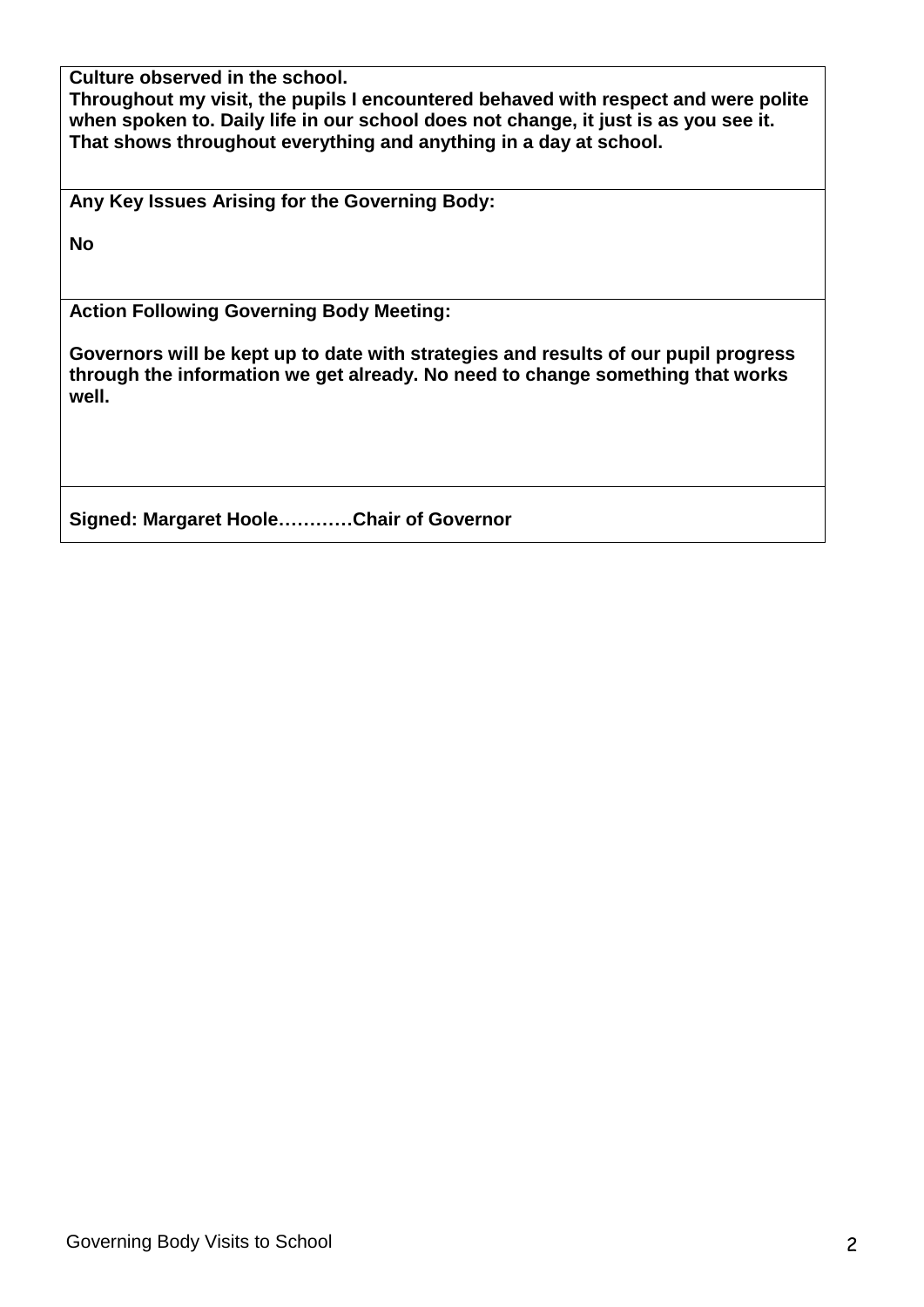**Culture observed in the school.**
**Throughout my visit, the pupils I encountered behaved with respect and were polite when spoken to. Daily life in our school does not change, it just is as you see it. That shows throughout everything and anything in a day at school.**

**Any Key Issues Arising for the Governing Body:**

**No**

**Action Following Governing Body Meeting:**

**Governors will be kept up to date with strategies and results of our pupil progress through the information we get already. No need to change something that works well.**

**Signed: Margaret Hoole…………Chair of Governor**